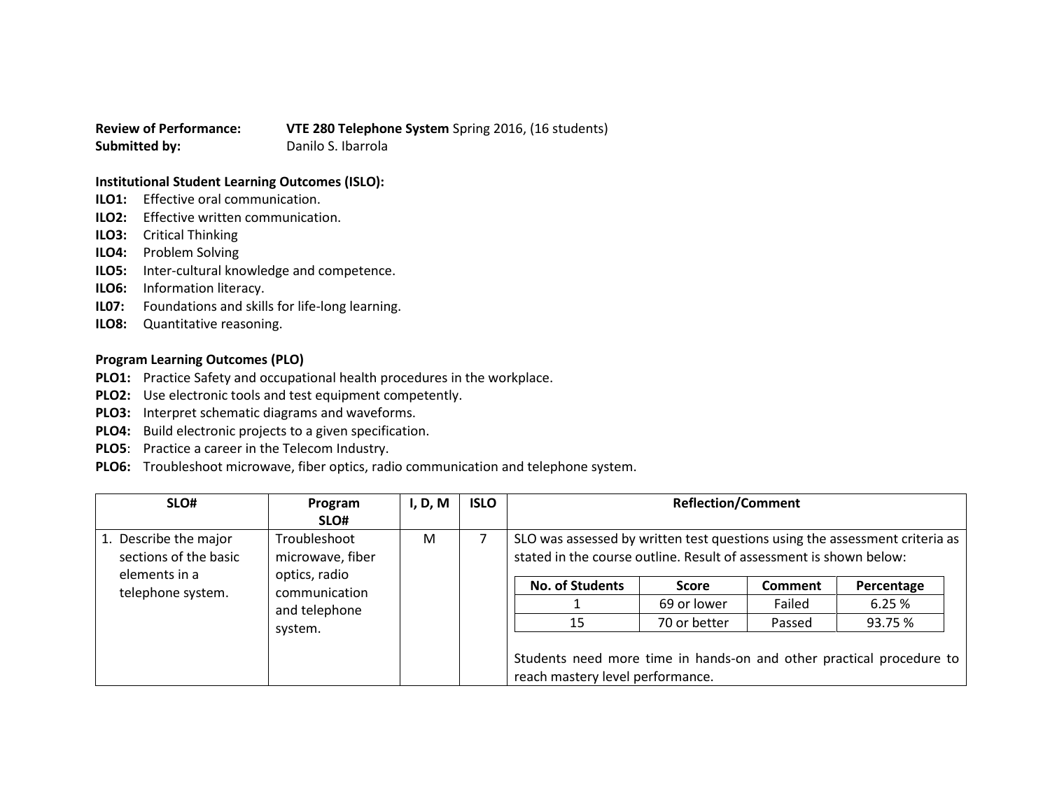**Review of Performance:** **VTE 280 Telephone System** Spring 2016, (16 students)
**Submitted by:** Danilo S. Ibarrola

**Institutional Student Learning Outcomes (ISLO):**

**ILO1:** Effective oral communication.
**ILO2:** Effective written communication.
**ILO3:** Critical Thinking
**ILO4:** Problem Solving
**ILO5:** Inter-cultural knowledge and competence.
**ILO6:** Information literacy.
**IL07:** Foundations and skills for life-long learning.
**ILO8:** Quantitative reasoning.

**Program Learning Outcomes (PLO)**

**PLO1:** Practice Safety and occupational health procedures in the workplace.
**PLO2:** Use electronic tools and test equipment competently.
**PLO3:** Interpret schematic diagrams and waveforms.
**PLO4:** Build electronic projects to a given specification.
**PLO5**: Practice a career in the Telecom Industry.
**PLO6:** Troubleshoot microwave, fiber optics, radio communication and telephone system.

| SLO# | Program SLO# | I, D, M | ISLO | Reflection/Comment |
|---|---|---|---|---|
| 1. Describe the major sections of the basic elements in a telephone system. | Troubleshoot microwave, fiber optics, radio communication and telephone system. | M | 7 | SLO was assessed by written test questions using the assessment criteria as stated in the course outline. Result of assessment is shown below: |

| No. of Students | Score | Comment | Percentage |
|---|---|---|---|
| 1 | 69 or lower | Failed | 6.25 % |
| 15 | 70 or better | Passed | 93.75 % |

Students need more time in hands-on and other practical procedure to reach mastery level performance.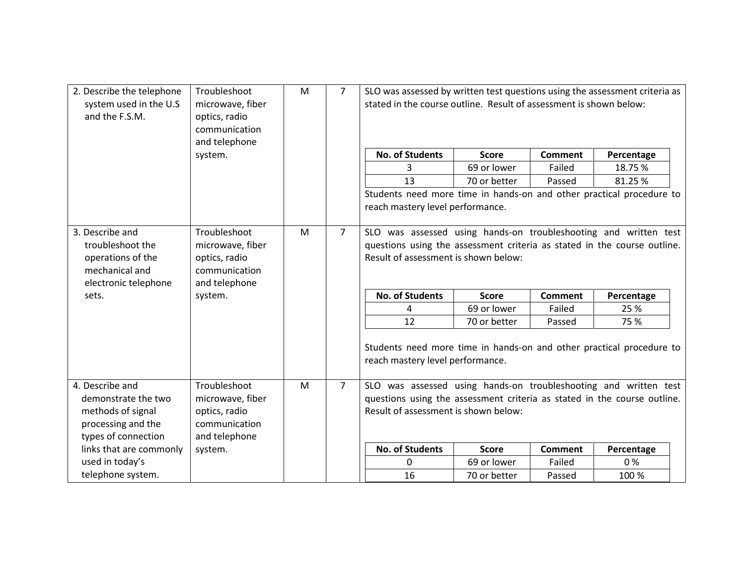| | | | | |
|---|---|---|---|---|
| 2. Describe the telephone system used in the U.S and the F.S.M. | Troubleshoot microwave, fiber optics, radio communication and telephone system. | M | 7 | SLO was assessed by written test questions using the assessment criteria as stated in the course outline. Result of assessment is shown below:<br><br>**No. of Students** / **Score** / **Comment** / **Percentage**<br>3 / 69 or lower / Failed / 18.75 %<br>13 / 70 or better / Passed / 81.25 %<br><br>Students need more time in hands-on and other practical procedure to reach mastery level performance. |
| 3. Describe and troubleshoot the operations of the mechanical and electronic telephone sets. | Troubleshoot microwave, fiber optics, radio communication and telephone system. | M | 7 | SLO was assessed using hands-on troubleshooting and written test questions using the assessment criteria as stated in the course outline. Result of assessment is shown below:<br><br>**No. of Students** / **Score** / **Comment** / **Percentage**<br>4 / 69 or lower / Failed / 25 %<br>12 / 70 or better / Passed / 75 %<br><br>Students need more time in hands-on and other practical procedure to reach mastery level performance. |
| 4. Describe and demonstrate the two methods of signal processing and the types of connection links that are commonly used in today's telephone system. | Troubleshoot microwave, fiber optics, radio communication and telephone system. | M | 7 | SLO was assessed using hands-on troubleshooting and written test questions using the assessment criteria as stated in the course outline. Result of assessment is shown below:<br><br>**No. of Students** / **Score** / **Comment** / **Percentage**<br>0 / 69 or lower / Failed / 0 %<br>16 / 70 or better / Passed / 100 % |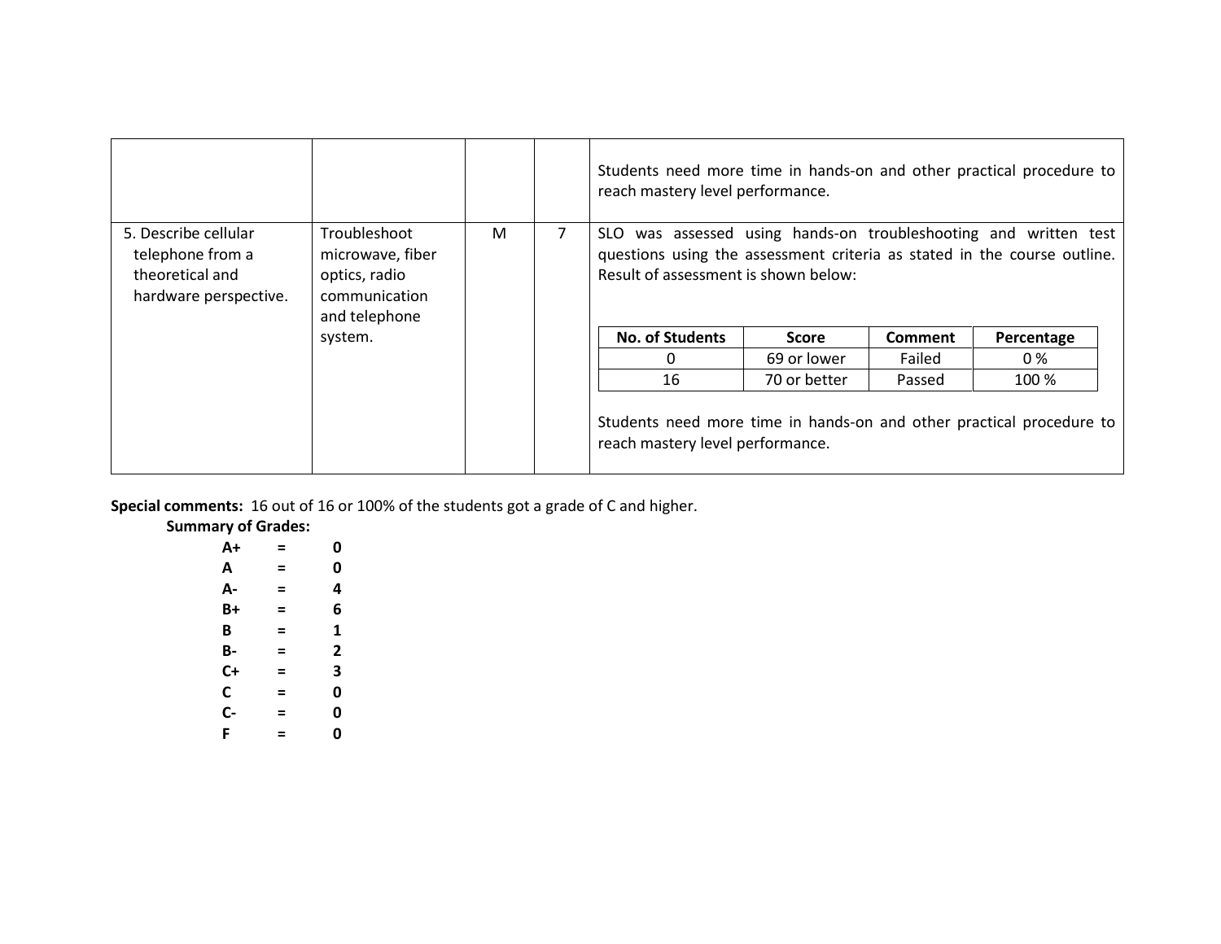| | | | | |
|---|---|---|---|---|
| | | | | Students need more time in hands-on and other practical procedure to reach mastery level performance. |
| 5. Describe cellular telephone from a theoretical and hardware perspective. | Troubleshoot microwave, fiber optics, radio communication and telephone system. | M | 7 | SLO was assessed using hands-on troubleshooting and written test questions using the assessment criteria as stated in the course outline. Result of assessment is shown below:<br><br>No. of Students / Score / Comment / Percentage<br>0 / 69 or lower / Failed / 0 %<br>16 / 70 or better / Passed / 100 %<br><br>Students need more time in hands-on and other practical procedure to reach mastery level performance. |

**Special comments:** 16 out of 16 or 100% of the students got a grade of C and higher.

**Summary of Grades:**

| Grade | | Count |
|---|---|---|
| **A+** | **=** | **0** |
| **A** | **=** | **0** |
| **A-** | **=** | **4** |
| **B+** | **=** | **6** |
| **B** | **=** | **1** |
| **B-** | **=** | **2** |
| **C+** | **=** | **3** |
| **C** | **=** | **0** |
| **C-** | **=** | **0** |
| **F** | **=** | **0** |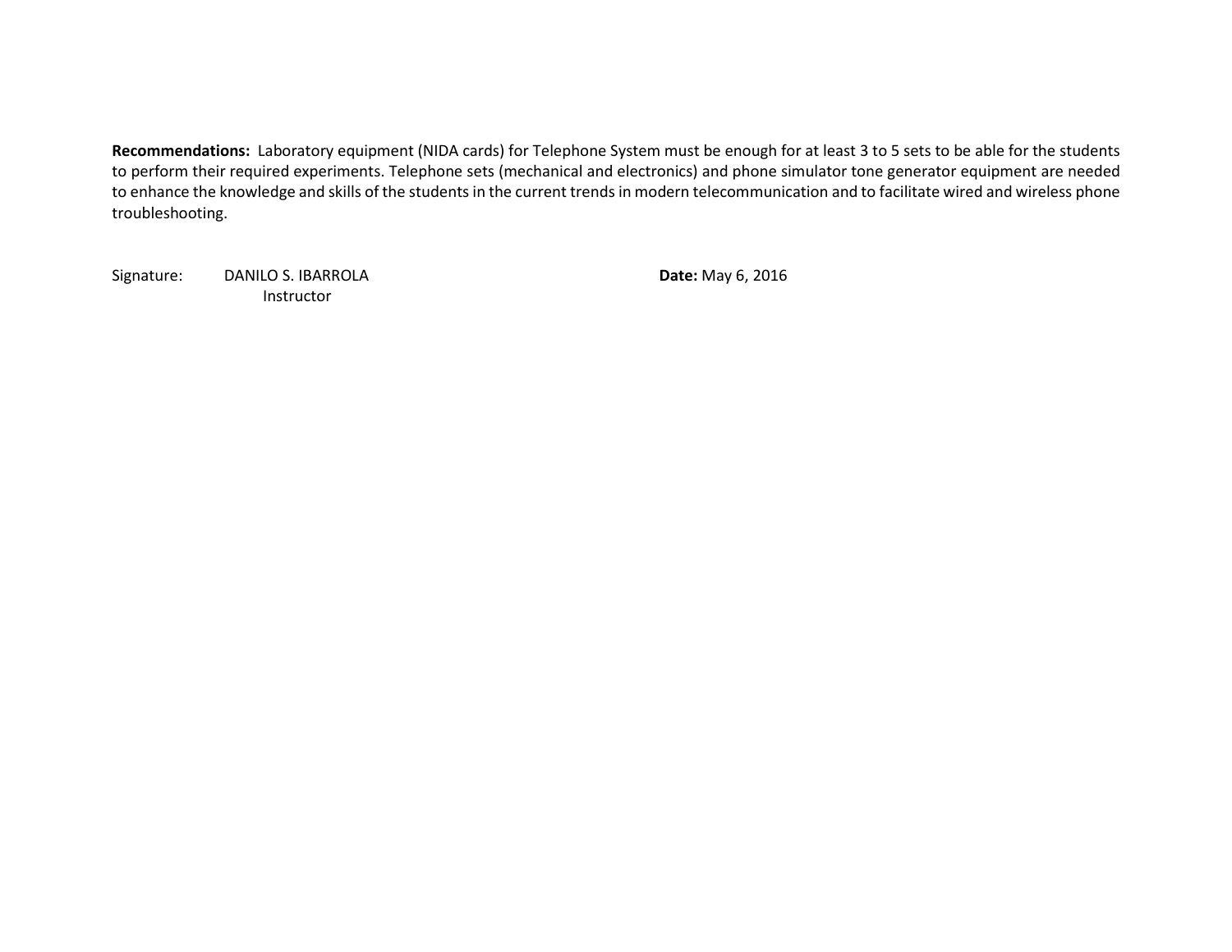**Recommendations:** Laboratory equipment (NIDA cards) for Telephone System must be enough for at least 3 to 5 sets to be able for the students to perform their required experiments. Telephone sets (mechanical and electronics) and phone simulator tone generator equipment are needed to enhance the knowledge and skills of the students in the current trends in modern telecommunication and to facilitate wired and wireless phone troubleshooting.

Signature: DANILO S. IBARROLA
Instructor

**Date:** May 6, 2016